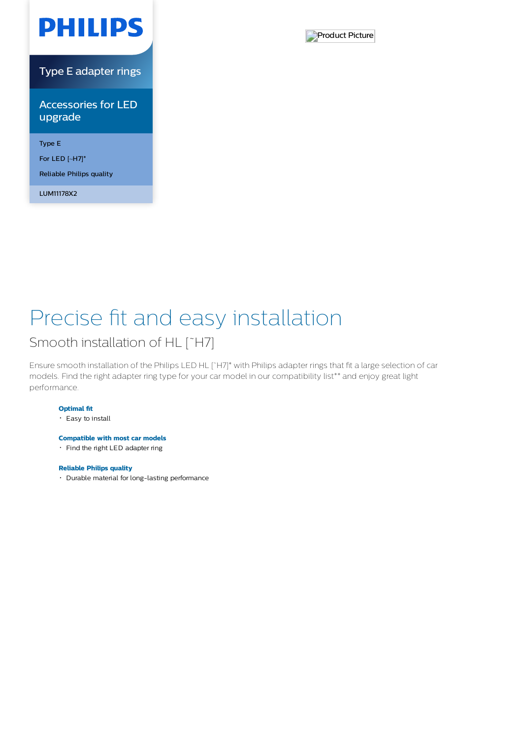# PHILIPS

## Type E adapter rings

### Accessories for LED upgrade

Type E

For LED [~H7]*

Reliable Philips quality

LUM11178X2

Product Picture

# Precise fit and easy installation

## Smooth installation of HL [˜H7]

Ensure smooth installation of the Philips LED HL [˜H7]* with Philips adapter rings that fit a large selection of car models. Find the right adapter ring type for your car model in our compatibility list** and enjoy great light performance.

**Optimal fit**

- Easy to install

**Compatible with most car models**

- Find the right LED adapter ring

**Reliable Philips quality**

- Durable material for long-lasting performance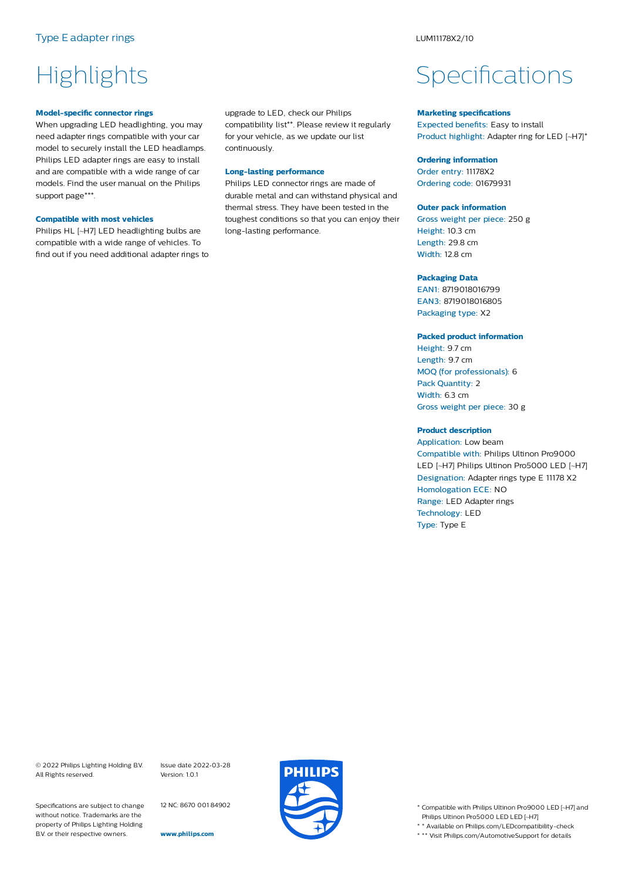Type E adapter rings

LUM11178X2/10

# Highlights

### Model-specific connector rings

When upgrading LED headlighting, you may need adapter rings compatible with your car model to securely install the LED headlamps. Philips LED adapter rings are easy to install and are compatible with a wide range of car models. Find the user manual on the Philips support page***.

### Compatible with most vehicles

Philips HL [~H7] LED headlighting bulbs are compatible with a wide range of vehicles. To find out if you need additional adapter rings to upgrade to LED, check our Philips compatibility list**. Please review it regularly for your vehicle, as we update our list continuously.

### Long-lasting performance

Philips LED connector rings are made of durable metal and can withstand physical and thermal stress. They have been tested in the toughest conditions so that you can enjoy their long-lasting performance.

# Specifications

### Marketing specifications

- Expected benefits: Easy to install
- Product highlight: Adapter ring for LED [~H7]*

### Ordering information

- Order entry: 11178X2
- Ordering code: 01679931

### Outer pack information

- Gross weight per piece: 250 g
- Height: 10.3 cm
- Length: 29.8 cm
- Width: 12.8 cm

### Packaging Data

- EAN1: 8719018016799
- EAN3: 8719018016805
- Packaging type: X2

### Packed product information

- Height: 9.7 cm
- Length: 9.7 cm
- MOQ (for professionals): 6
- Pack Quantity: 2
- Width: 6.3 cm
- Gross weight per piece: 30 g

### Product description

- Application: Low beam
- Compatible with: Philips Ultinon Pro9000 LED [~H7] Philips Ultinon Pro5000 LED [~H7]
- Designation: Adapter rings type E 11178 X2
- Homologation ECE: NO
- Range: LED Adapter rings
- Technology: LED
- Type: Type E

\* Compatible with Philips Ultinon Pro9000 LED [~H7] and Philips Ultinon Pro5000 LED LED [~H7]

\* * Available on Philips.com/LEDcompatibility-check

\* ** Visit Philips.com/AutomotiveSupport for details

© 2022 Philips Lighting Holding B.V.
All Rights reserved.

Specifications are subject to change without notice. Trademarks are the property of Philips Lighting Holding B.V. or their respective owners.

Issue date 2022-03-28
Version: 1.0.1

12 NC: 8670 001 84902

www.philips.com